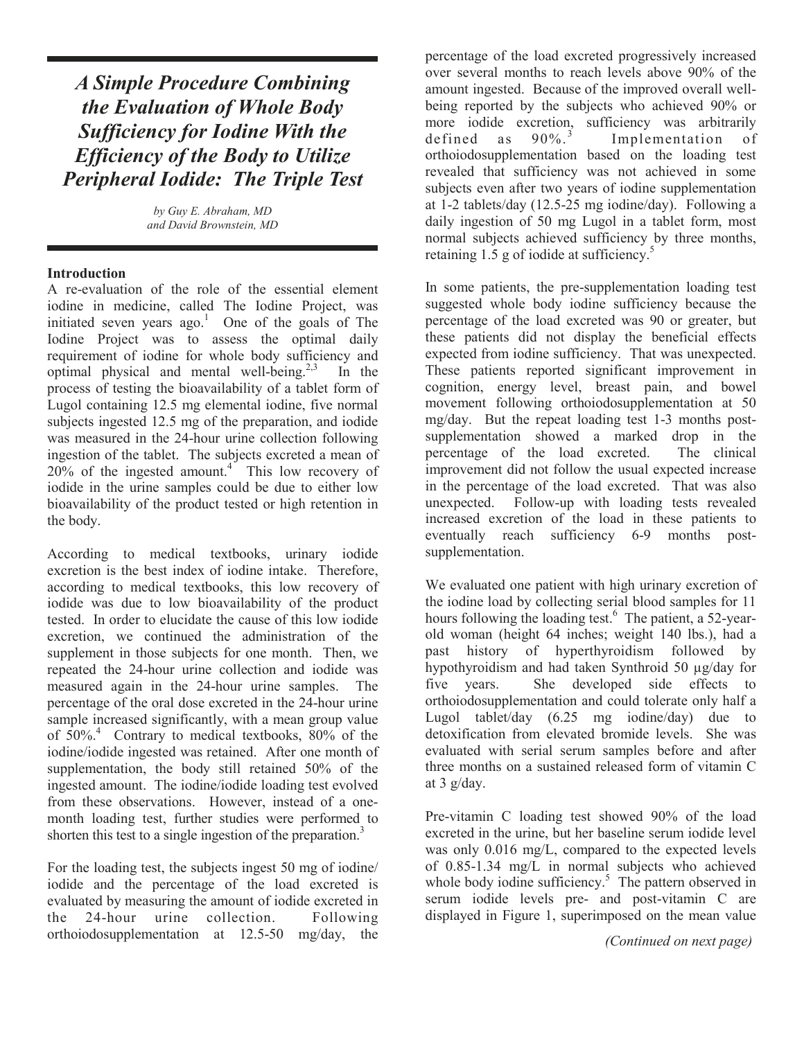# *A Simple Procedure Combining the Evaluation of Whole Body Sufficiency for Iodine With the Efficiency of the Body to Utilize Peripheral Iodide: The Triple Test*

*by Guy E. Abraham, MD and David Brownstein, MD*

**Introduction**

A re-evaluation of the role of the essential element iodine in medicine, called The Iodine Project, was initiated seven years ago.[1] One of the goals of The Iodine Project was to assess the optimal daily requirement of iodine for whole body sufficiency and optimal physical and mental well-being.[2,3] In the process of testing the bioavailability of a tablet form of Lugol containing 12.5 mg elemental iodine, five normal subjects ingested 12.5 mg of the preparation, and iodide was measured in the 24-hour urine collection following ingestion of the tablet. The subjects excreted a mean of 20% of the ingested amount.[4] This low recovery of iodide in the urine samples could be due to either low bioavailability of the product tested or high retention in the body.

According to medical textbooks, urinary iodide excretion is the best index of iodine intake. Therefore, according to medical textbooks, this low recovery of iodide was due to low bioavailability of the product tested. In order to elucidate the cause of this low iodide excretion, we continued the administration of the supplement in those subjects for one month. Then, we repeated the 24-hour urine collection and iodide was measured again in the 24-hour urine samples. The percentage of the oral dose excreted in the 24-hour urine sample increased significantly, with a mean group value of 50%.[4] Contrary to medical textbooks, 80% of the iodine/iodide ingested was retained. After one month of supplementation, the body still retained 50% of the ingested amount. The iodine/iodide loading test evolved from these observations. However, instead of a one-month loading test, further studies were performed to shorten this test to a single ingestion of the preparation.[3]

For the loading test, the subjects ingest 50 mg of iodine/iodide and the percentage of the load excreted is evaluated by measuring the amount of iodide excreted in the 24-hour urine collection. Following orthoiodosupplementation at 12.5-50 mg/day, the percentage of the load excreted progressively increased over several months to reach levels above 90% of the amount ingested. Because of the improved overall well-being reported by the subjects who achieved 90% or more iodide excretion, sufficiency was arbitrarily defined as 90%.[3] Implementation of orthoiodosupplementation based on the loading test revealed that sufficiency was not achieved in some subjects even after two years of iodine supplementation at 1-2 tablets/day (12.5-25 mg iodine/day). Following a daily ingestion of 50 mg Lugol in a tablet form, most normal subjects achieved sufficiency by three months, retaining 1.5 g of iodide at sufficiency.[5]

In some patients, the pre-supplementation loading test suggested whole body iodine sufficiency because the percentage of the load excreted was 90 or greater, but these patients did not display the beneficial effects expected from iodine sufficiency. That was unexpected. These patients reported significant improvement in cognition, energy level, breast pain, and bowel movement following orthoiodosupplementation at 50 mg/day. But the repeat loading test 1-3 months post-supplementation showed a marked drop in the percentage of the load excreted. The clinical improvement did not follow the usual expected increase in the percentage of the load excreted. That was also unexpected. Follow-up with loading tests revealed increased excretion of the load in these patients to eventually reach sufficiency 6-9 months post-supplementation.

We evaluated one patient with high urinary excretion of the iodine load by collecting serial blood samples for 11 hours following the loading test.[6] The patient, a 52-year-old woman (height 64 inches; weight 140 lbs.), had a past history of hyperthyroidism followed by hypothyroidism and had taken Synthroid 50 µg/day for five years. She developed side effects to orthoiodosupplementation and could tolerate only half a Lugol tablet/day (6.25 mg iodine/day) due to detoxification from elevated bromide levels. She was evaluated with serial serum samples before and after three months on a sustained released form of vitamin C at 3 g/day.

Pre-vitamin C loading test showed 90% of the load excreted in the urine, but her baseline serum iodide level was only 0.016 mg/L, compared to the expected levels of 0.85-1.34 mg/L in normal subjects who achieved whole body iodine sufficiency.[5] The pattern observed in serum iodide levels pre- and post-vitamin C are displayed in Figure 1, superimposed on the mean value

*(Continued on next page)*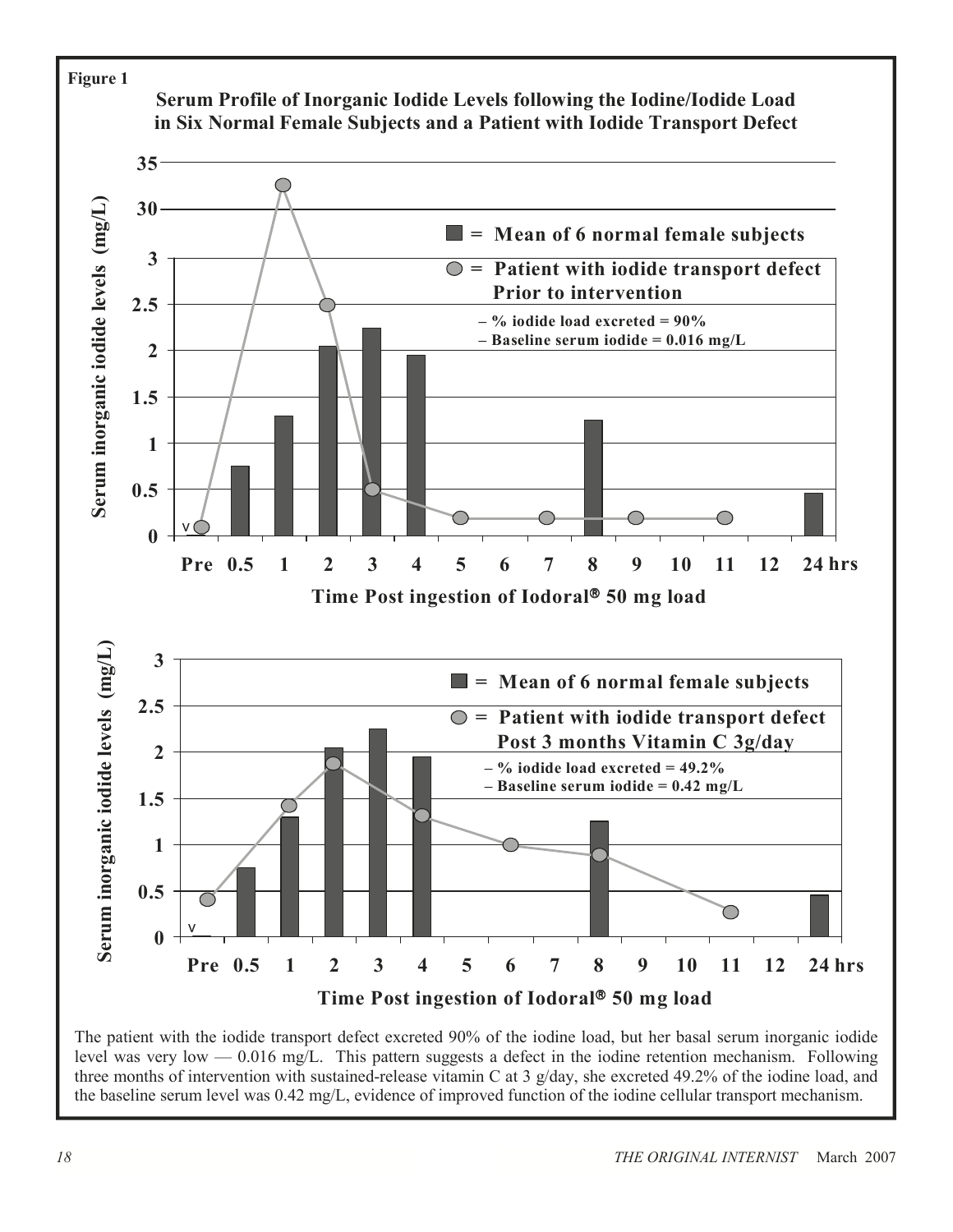**Figure 1**

**Serum Profile of Inorganic Iodide Levels following the Iodine/Iodide Load in Six Normal Female Subjects and a Patient with Iodide Transport Defect**

The patient with the iodide transport defect excreted 90% of the iodine load, but her basal serum inorganic iodide level was very low — 0.016 mg/L. This pattern suggests a defect in the iodine retention mechanism. Following three months of intervention with sustained-release vitamin C at 3 g/day, she excreted 49.2% of the iodine load, and the baseline serum level was 0.42 mg/L, evidence of improved function of the iodine cellular transport mechanism.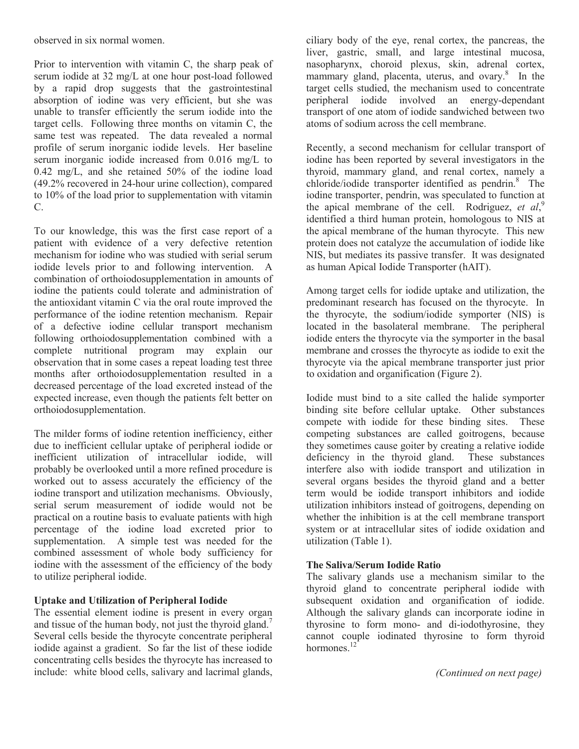observed in six normal women.

Prior to intervention with vitamin C, the sharp peak of serum iodide at 32 mg/L at one hour post-load followed by a rapid drop suggests that the gastrointestinal absorption of iodine was very efficient, but she was unable to transfer efficiently the serum iodide into the target cells. Following three months on vitamin C, the same test was repeated. The data revealed a normal profile of serum inorganic iodide levels. Her baseline serum inorganic iodide increased from 0.016 mg/L to 0.42 mg/L, and she retained 50% of the iodine load (49.2% recovered in 24-hour urine collection), compared to 10% of the load prior to supplementation with vitamin C.

To our knowledge, this was the first case report of a patient with evidence of a very defective retention mechanism for iodine who was studied with serial serum iodide levels prior to and following intervention. A combination of orthoiodosupplementation in amounts of iodine the patients could tolerate and administration of the antioxidant vitamin C via the oral route improved the performance of the iodine retention mechanism. Repair of a defective iodine cellular transport mechanism following orthoiodosupplementation combined with a complete nutritional program may explain our observation that in some cases a repeat loading test three months after orthoiodosupplementation resulted in a decreased percentage of the load excreted instead of the expected increase, even though the patients felt better on orthoiodosupplementation.

The milder forms of iodine retention inefficiency, either due to inefficient cellular uptake of peripheral iodide or inefficient utilization of intracellular iodide, will probably be overlooked until a more refined procedure is worked out to assess accurately the efficiency of the iodine transport and utilization mechanisms. Obviously, serial serum measurement of iodide would not be practical on a routine basis to evaluate patients with high percentage of the iodine load excreted prior to supplementation. A simple test was needed for the combined assessment of whole body sufficiency for iodine with the assessment of the efficiency of the body to utilize peripheral iodide.

**Uptake and Utilization of Peripheral Iodide**

The essential element iodine is present in every organ and tissue of the human body, not just the thyroid gland.[7] Several cells beside the thyrocyte concentrate peripheral iodide against a gradient. So far the list of these iodide concentrating cells besides the thyrocyte has increased to include: white blood cells, salivary and lacrimal glands, ciliary body of the eye, renal cortex, the pancreas, the liver, gastric, small, and large intestinal mucosa, nasopharynx, choroid plexus, skin, adrenal cortex, mammary gland, placenta, uterus, and ovary.[8] In the target cells studied, the mechanism used to concentrate peripheral iodide involved an energy-dependant transport of one atom of iodide sandwiched between two atoms of sodium across the cell membrane.

Recently, a second mechanism for cellular transport of iodine has been reported by several investigators in the thyroid, mammary gland, and renal cortex, namely a chloride/iodide transporter identified as pendrin.[8] The iodine transporter, pendrin, was speculated to function at the apical membrane of the cell. Rodriguez, *et al*,[9] identified a third human protein, homologous to NIS at the apical membrane of the human thyrocyte. This new protein does not catalyze the accumulation of iodide like NIS, but mediates its passive transfer. It was designated as human Apical Iodide Transporter (hAIT).

Among target cells for iodide uptake and utilization, the predominant research has focused on the thyrocyte. In the thyrocyte, the sodium/iodide symporter (NIS) is located in the basolateral membrane. The peripheral iodide enters the thyrocyte via the symporter in the basal membrane and crosses the thyrocyte as iodide to exit the thyrocyte via the apical membrane transporter just prior to oxidation and organification (Figure 2).

Iodide must bind to a site called the halide symporter binding site before cellular uptake. Other substances compete with iodide for these binding sites. These competing substances are called goitrogens, because they sometimes cause goiter by creating a relative iodide deficiency in the thyroid gland. These substances interfere also with iodide transport and utilization in several organs besides the thyroid gland and a better term would be iodide transport inhibitors and iodide utilization inhibitors instead of goitrogens, depending on whether the inhibition is at the cell membrane transport system or at intracellular sites of iodide oxidation and utilization (Table 1).

**The Saliva/Serum Iodide Ratio**

The salivary glands use a mechanism similar to the thyroid gland to concentrate peripheral iodide with subsequent oxidation and organification of iodide. Although the salivary glands can incorporate iodine in thyrosine to form mono- and di-iodothyrosine, they cannot couple iodinated thyrosine to form thyroid hormones.[12]

*(Continued on next page)*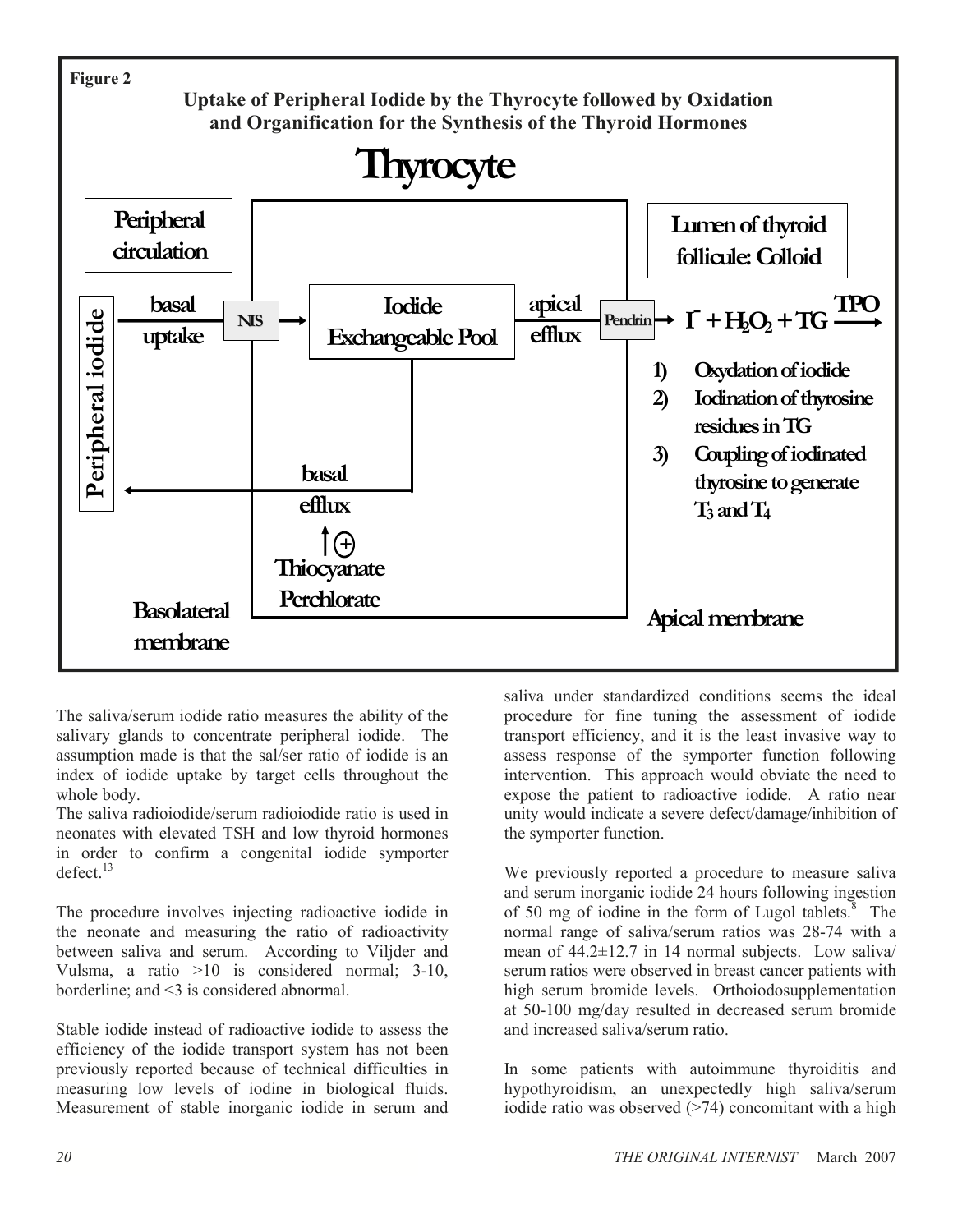**Figure 2**

**Uptake of Peripheral Iodide by the Thyrocyte followed by Oxidation and Organification for the Synthesis of the Thyroid Hormones**

**Thyrocyte**

- Peripheral circulation
- Peripheral iodide
- basal uptake → NIS → Iodide Exchangeable Pool → apical efflux → Pendrin → $I^- + H_2O_2 + TG \xrightarrow{TPO}$
- Lumen of thyroid follicule: Colloid
- basal efflux (↑ ⊕ Thiocyanate, Perchlorate)
- Basolateral membrane
- Apical membrane

1) Oxydation of iodide
2) Iodination of thyrosine residues in TG
3) Coupling of iodinated thyrosine to generate $T_3$ and $T_4$

The saliva/serum iodide ratio measures the ability of the salivary glands to concentrate peripheral iodide. The assumption made is that the sal/ser ratio of iodide is an index of iodide uptake by target cells throughout the whole body.

The saliva radioiodide/serum radioiodide ratio is used in neonates with elevated TSH and low thyroid hormones in order to confirm a congenital iodide symporter defect.[13]

The procedure involves injecting radioactive iodide in the neonate and measuring the ratio of radioactivity between saliva and serum. According to Viljder and Vulsma, a ratio >10 is considered normal; 3-10, borderline; and <3 is considered abnormal.

Stable iodide instead of radioactive iodide to assess the efficiency of the iodide transport system has not been previously reported because of technical difficulties in measuring low levels of iodine in biological fluids. Measurement of stable inorganic iodide in serum and saliva under standardized conditions seems the ideal procedure for fine tuning the assessment of iodide transport efficiency, and it is the least invasive way to assess response of the symporter function following intervention. This approach would obviate the need to expose the patient to radioactive iodide. A ratio near unity would indicate a severe defect/damage/inhibition of the symporter function.

We previously reported a procedure to measure saliva and serum inorganic iodide 24 hours following ingestion of 50 mg of iodine in the form of Lugol tablets.[8] The normal range of saliva/serum ratios was 28-74 with a mean of 44.2±12.7 in 14 normal subjects. Low saliva/serum ratios were observed in breast cancer patients with high serum bromide levels. Orthoiodosupplementation at 50-100 mg/day resulted in decreased serum bromide and increased saliva/serum ratio.

In some patients with autoimmune thyroiditis and hypothyroidism, an unexpectedly high saliva/serum iodide ratio was observed (>74) concomitant with a high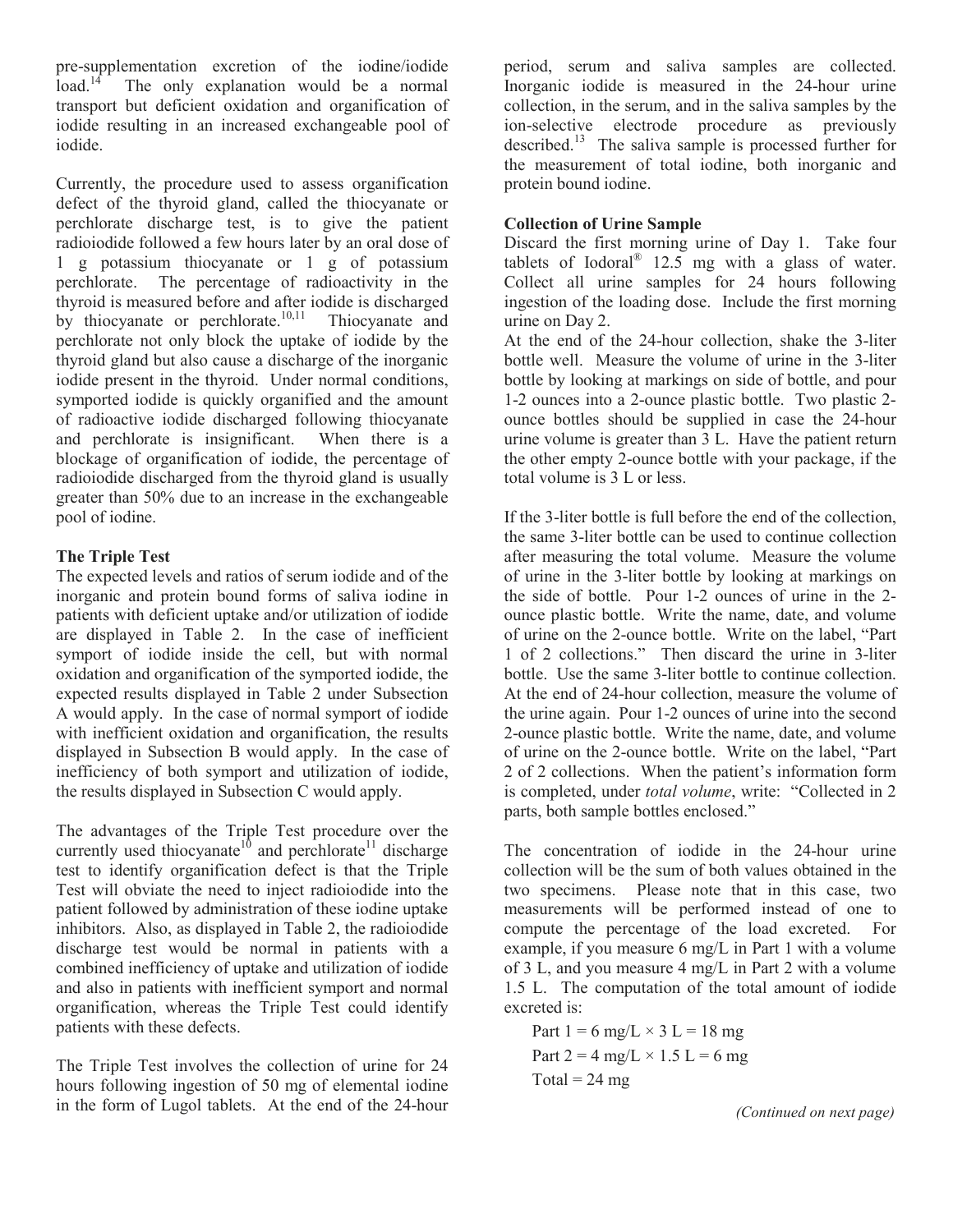pre-supplementation excretion of the iodine/iodide load.[14] The only explanation would be a normal transport but deficient oxidation and organification of iodide resulting in an increased exchangeable pool of iodide.

Currently, the procedure used to assess organification defect of the thyroid gland, called the thiocyanate or perchlorate discharge test, is to give the patient radioiodide followed a few hours later by an oral dose of 1 g potassium thiocyanate or 1 g of potassium perchlorate. The percentage of radioactivity in the thyroid is measured before and after iodide is discharged by thiocyanate or perchlorate.[10,11] Thiocyanate and perchlorate not only block the uptake of iodide by the thyroid gland but also cause a discharge of the inorganic iodide present in the thyroid. Under normal conditions, symported iodide is quickly organified and the amount of radioactive iodide discharged following thiocyanate and perchlorate is insignificant. When there is a blockage of organification of iodide, the percentage of radioiodide discharged from the thyroid gland is usually greater than 50% due to an increase in the exchangeable pool of iodine.

**The Triple Test**

The expected levels and ratios of serum iodide and of the inorganic and protein bound forms of saliva iodine in patients with deficient uptake and/or utilization of iodide are displayed in Table 2. In the case of inefficient symport of iodide inside the cell, but with normal oxidation and organification of the symported iodide, the expected results displayed in Table 2 under Subsection A would apply. In the case of normal symport of iodide with inefficient oxidation and organification, the results displayed in Subsection B would apply. In the case of inefficiency of both symport and utilization of iodide, the results displayed in Subsection C would apply.

The advantages of the Triple Test procedure over the currently used thiocyanate[10] and perchlorate[11] discharge test to identify organification defect is that the Triple Test will obviate the need to inject radioiodide into the patient followed by administration of these iodine uptake inhibitors. Also, as displayed in Table 2, the radioiodide discharge test would be normal in patients with a combined inefficiency of uptake and utilization of iodide and also in patients with inefficient symport and normal organification, whereas the Triple Test could identify patients with these defects.

The Triple Test involves the collection of urine for 24 hours following ingestion of 50 mg of elemental iodine in the form of Lugol tablets. At the end of the 24-hour period, serum and saliva samples are collected. Inorganic iodide is measured in the 24-hour urine collection, in the serum, and in the saliva samples by the ion-selective electrode procedure as previously described.[13] The saliva sample is processed further for the measurement of total iodine, both inorganic and protein bound iodine.

**Collection of Urine Sample**

Discard the first morning urine of Day 1. Take four tablets of Iodoral® 12.5 mg with a glass of water. Collect all urine samples for 24 hours following ingestion of the loading dose. Include the first morning urine on Day 2.

At the end of the 24-hour collection, shake the 3-liter bottle well. Measure the volume of urine in the 3-liter bottle by looking at markings on side of bottle, and pour 1-2 ounces into a 2-ounce plastic bottle. Two plastic 2-ounce bottles should be supplied in case the 24-hour urine volume is greater than 3 L. Have the patient return the other empty 2-ounce bottle with your package, if the total volume is 3 L or less.

If the 3-liter bottle is full before the end of the collection, the same 3-liter bottle can be used to continue collection after measuring the total volume. Measure the volume of urine in the 3-liter bottle by looking at markings on the side of bottle. Pour 1-2 ounces of urine in the 2-ounce plastic bottle. Write the name, date, and volume of urine on the 2-ounce bottle. Write on the label, "Part 1 of 2 collections." Then discard the urine in 3-liter bottle. Use the same 3-liter bottle to continue collection. At the end of 24-hour collection, measure the volume of the urine again. Pour 1-2 ounces of urine into the second 2-ounce plastic bottle. Write the name, date, and volume of urine on the 2-ounce bottle. Write on the label, "Part 2 of 2 collections. When the patient's information form is completed, under *total volume*, write: "Collected in 2 parts, both sample bottles enclosed."

The concentration of iodide in the 24-hour urine collection will be the sum of both values obtained in the two specimens. Please note that in this case, two measurements will be performed instead of one to compute the percentage of the load excreted. For example, if you measure 6 mg/L in Part 1 with a volume of 3 L, and you measure 4 mg/L in Part 2 with a volume 1.5 L. The computation of the total amount of iodide excreted is:

Part 1 = 6 mg/L × 3 L = 18 mg

Part 2 = 4 mg/L × 1.5 L = 6 mg

Total = 24 mg

*(Continued on next page)*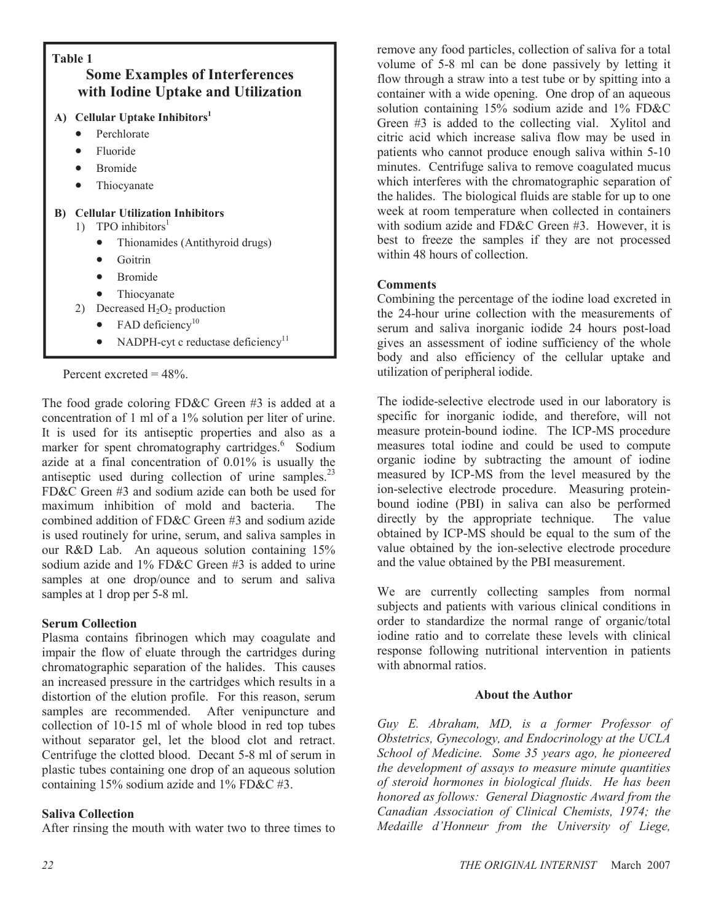**Table 1**

### Some Examples of Interferences with Iodine Uptake and Utilization

**A) Cellular Uptake Inhibitors[1]**

- Perchlorate
- Fluoride
- Bromide
- Thiocyanate

**B) Cellular Utilization Inhibitors**

1) TPO inhibitors[1]
   - Thionamides (Antithyroid drugs)
   - Goitrin
   - Bromide
   - Thiocyanate
2) Decreased $H_2O_2$ production
   - FAD deficiency[10]
   - NADPH-cyt c reductase deficiency[11]

Percent excreted = 48%.

The food grade coloring FD&C Green #3 is added at a concentration of 1 ml of a 1% solution per liter of urine. It is used for its antiseptic properties and also as a marker for spent chromatography cartridges.[6] Sodium azide at a final concentration of 0.01% is usually the antiseptic used during collection of urine samples.[23] FD&C Green #3 and sodium azide can both be used for maximum inhibition of mold and bacteria. The combined addition of FD&C Green #3 and sodium azide is used routinely for urine, serum, and saliva samples in our R&D Lab. An aqueous solution containing 15% sodium azide and 1% FD&C Green #3 is added to urine samples at one drop/ounce and to serum and saliva samples at 1 drop per 5-8 ml.

**Serum Collection**

Plasma contains fibrinogen which may coagulate and impair the flow of eluate through the cartridges during chromatographic separation of the halides. This causes an increased pressure in the cartridges which results in a distortion of the elution profile. For this reason, serum samples are recommended. After venipuncture and collection of 10-15 ml of whole blood in red top tubes without separator gel, let the blood clot and retract. Centrifuge the clotted blood. Decant 5-8 ml of serum in plastic tubes containing one drop of an aqueous solution containing 15% sodium azide and 1% FD&C #3.

**Saliva Collection**

After rinsing the mouth with water two to three times to remove any food particles, collection of saliva for a total volume of 5-8 ml can be done passively by letting it flow through a straw into a test tube or by spitting into a container with a wide opening. One drop of an aqueous solution containing 15% sodium azide and 1% FD&C Green #3 is added to the collecting vial. Xylitol and citric acid which increase saliva flow may be used in patients who cannot produce enough saliva within 5-10 minutes. Centrifuge saliva to remove coagulated mucus which interferes with the chromatographic separation of the halides. The biological fluids are stable for up to one week at room temperature when collected in containers with sodium azide and FD&C Green #3. However, it is best to freeze the samples if they are not processed within 48 hours of collection.

**Comments**

Combining the percentage of the iodine load excreted in the 24-hour urine collection with the measurements of serum and saliva inorganic iodide 24 hours post-load gives an assessment of iodine sufficiency of the whole body and also efficiency of the cellular uptake and utilization of peripheral iodide.

The iodide-selective electrode used in our laboratory is specific for inorganic iodide, and therefore, will not measure protein-bound iodine. The ICP-MS procedure measures total iodine and could be used to compute organic iodine by subtracting the amount of iodine measured by ICP-MS from the level measured by the ion-selective electrode procedure. Measuring protein-bound iodine (PBI) in saliva can also be performed directly by the appropriate technique. The value obtained by ICP-MS should be equal to the sum of the value obtained by the ion-selective electrode procedure and the value obtained by the PBI measurement.

We are currently collecting samples from normal subjects and patients with various clinical conditions in order to standardize the normal range of organic/total iodine ratio and to correlate these levels with clinical response following nutritional intervention in patients with abnormal ratios.

**About the Author**

*Guy E. Abraham, MD, is a former Professor of Obstetrics, Gynecology, and Endocrinology at the UCLA School of Medicine. Some 35 years ago, he pioneered the development of assays to measure minute quantities of steroid hormones in biological fluids. He has been honored as follows: General Diagnostic Award from the Canadian Association of Clinical Chemists, 1974; the Medaille d'Honneur from the University of Liege,*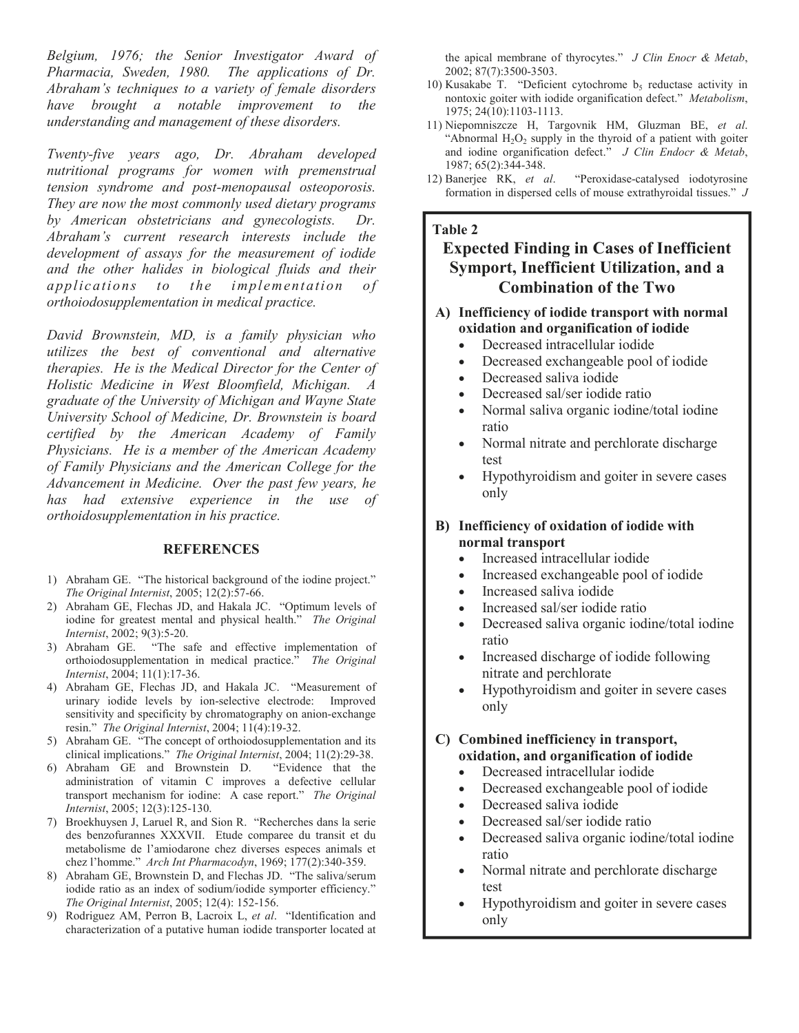*Belgium, 1976; the Senior Investigator Award of Pharmacia, Sweden, 1980. The applications of Dr. Abraham's techniques to a variety of female disorders have brought a notable improvement to the understanding and management of these disorders.*

*Twenty-five years ago, Dr. Abraham developed nutritional programs for women with premenstrual tension syndrome and post-menopausal osteoporosis. They are now the most commonly used dietary programs by American obstetricians and gynecologists. Dr. Abraham's current research interests include the development of assays for the measurement of iodide and the other halides in biological fluids and their applications to the implementation of orthoiodosupplementation in medical practice.*

*David Brownstein, MD, is a family physician who utilizes the best of conventional and alternative therapies. He is the Medical Director for the Center of Holistic Medicine in West Bloomfield, Michigan. A graduate of the University of Michigan and Wayne State University School of Medicine, Dr. Brownstein is board certified by the American Academy of Family Physicians. He is a member of the American Academy of Family Physicians and the American College for the Advancement in Medicine. Over the past few years, he has had extensive experience in the use of orthoidosupplementation in his practice.*

## REFERENCES

1) Abraham GE. "The historical background of the iodine project." *The Original Internist*, 2005; 12(2):57-66.
2) Abraham GE, Flechas JD, and Hakala JC. "Optimum levels of iodine for greatest mental and physical health." *The Original Internist*, 2002; 9(3):5-20.
3) Abraham GE. "The safe and effective implementation of orthoiodosupplementation in medical practice." *The Original Internist*, 2004; 11(1):17-36.
4) Abraham GE, Flechas JD, and Hakala JC. "Measurement of urinary iodide levels by ion-selective electrode: Improved sensitivity and specificity by chromatography on anion-exchange resin." *The Original Internist*, 2004; 11(4):19-32.
5) Abraham GE. "The concept of orthoiodosupplementation and its clinical implications." *The Original Internist*, 2004; 11(2):29-38.
6) Abraham GE and Brownstein D. "Evidence that the administration of vitamin C improves a defective cellular transport mechanism for iodine: A case report." *The Original Internist*, 2005; 12(3):125-130.
7) Broekhuysen J, Laruel R, and Sion R. "Recherches dans la serie des benzofurannes XXXVII. Etude comparee du transit et du metabolisme de l'amiodarone chez diverses especes animals et chez l'homme." *Arch Int Pharmacodyn*, 1969; 177(2):340-359.
8) Abraham GE, Brownstein D, and Flechas JD. "The saliva/serum iodide ratio as an index of sodium/iodide symporter efficiency." *The Original Internist*, 2005; 12(4): 152-156.
9) Rodriguez AM, Perron B, Lacroix L, *et al*. "Identification and characterization of a putative human iodide transporter located at the apical membrane of thyrocytes." *J Clin Enocr & Metab*, 2002; 87(7):3500-3503.
10) Kusakabe T. "Deficient cytochrome $b_5$ reductase activity in nontoxic goiter with iodide organification defect." *Metabolism*, 1975; 24(10):1103-1113.
11) Niepomniszcze H, Targovnik HM, Gluzman BE, *et al*. "Abnormal $H_2O_2$ supply in the thyroid of a patient with goiter and iodine organification defect." *J Clin Endocr & Metab*, 1987; 65(2):344-348.
12) Banerjee RK, *et al*. "Peroxidase-catalysed iodotyrosine formation in dispersed cells of mouse extrathyroidal tissues." *J*

**Table 2**

### Expected Finding in Cases of Inefficient Symport, Inefficient Utilization, and a Combination of the Two

**A) Inefficiency of iodide transport with normal oxidation and organification of iodide**

- Decreased intracellular iodide
- Decreased exchangeable pool of iodide
- Decreased saliva iodide
- Decreased sal/ser iodide ratio
- Normal saliva organic iodine/total iodine ratio
- Normal nitrate and perchlorate discharge test
- Hypothyroidism and goiter in severe cases only

**B) Inefficiency of oxidation of iodide with normal transport**

- Increased intracellular iodide
- Increased exchangeable pool of iodide
- Increased saliva iodide
- Increased sal/ser iodide ratio
- Decreased saliva organic iodine/total iodine ratio
- Increased discharge of iodide following nitrate and perchlorate
- Hypothyroidism and goiter in severe cases only

**C) Combined inefficiency in transport, oxidation, and organification of iodide**

- Decreased intracellular iodide
- Decreased exchangeable pool of iodide
- Decreased saliva iodide
- Decreased sal/ser iodide ratio
- Decreased saliva organic iodine/total iodine ratio
- Normal nitrate and perchlorate discharge test
- Hypothyroidism and goiter in severe cases only